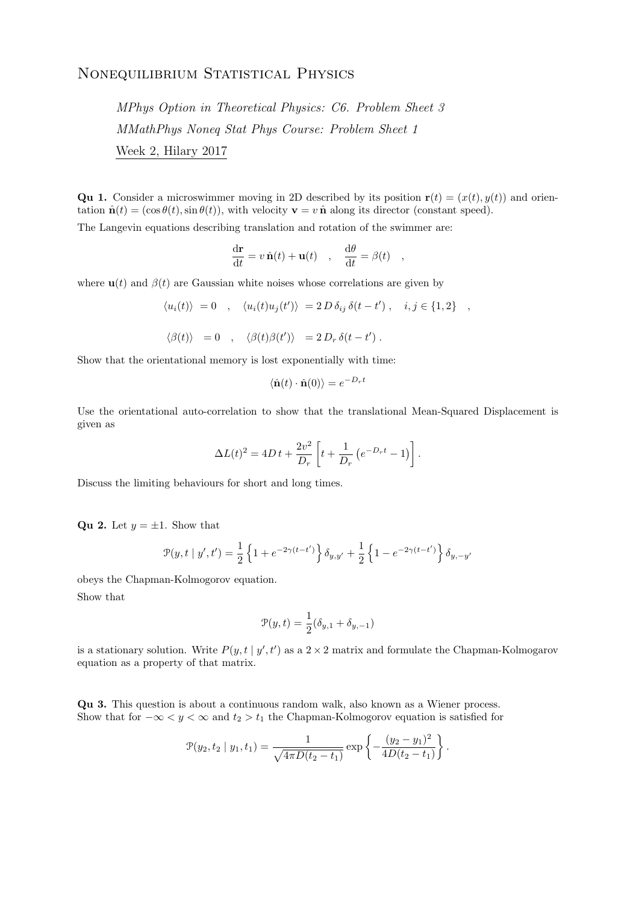# Nonequilibrium Statistical Physics

*MPhys Option in Theoretical Physics: C6. Problem Sheet 3*

*MMathPhys Noneq Stat Phys Course: Problem Sheet 1*

Week 2, Hilary 2017

**Qu 1.** Consider a microswimmer moving in 2D described by its position $\mathbf{r}(t) = (x(t), y(t))$ and orientation $\hat{\mathbf{n}}(t) = (\cos\theta(t), \sin\theta(t))$, with velocity $\mathbf{v} = v\,\hat{\mathbf{n}}$ along its director (constant speed).

The Langevin equations describing translation and rotation of the swimmer are:

$$\frac{\mathrm{d}\mathbf{r}}{\mathrm{d}t} = v\,\hat{\mathbf{n}}(t) + \mathbf{u}(t) \quad , \quad \frac{\mathrm{d}\theta}{\mathrm{d}t} = \beta(t) \quad ,$$

where $\mathbf{u}(t)$ and $\beta(t)$ are Gaussian white noises whose correlations are given by

$$\langle u_i(t) \rangle \;= 0 \quad , \quad \langle u_i(t) u_j(t') \rangle \;= 2\,D\,\delta_{ij}\,\delta(t-t')\,, \quad i,j \in \{1,2\} \quad ,$$

$$\langle \beta(t) \rangle \;= 0 \quad , \quad \langle \beta(t)\beta(t') \rangle \;= 2\,D_r\,\delta(t-t')\,.$$

Show that the orientational memory is lost exponentially with time:

$$\langle \hat{\mathbf{n}}(t) \cdot \hat{\mathbf{n}}(0) \rangle = e^{-D_r t}$$

Use the orientational auto-correlation to show that the translational Mean-Squared Displacement is given as

$$\Delta L(t)^2 = 4D\,t + \frac{2v^2}{D_r}\left[t + \frac{1}{D_r}\left(e^{-D_r t} - 1\right)\right].$$

Discuss the limiting behaviours for short and long times.

**Qu 2.** Let $y = \pm 1$. Show that

$$\mathcal{P}(y, t \mid y', t') = \frac{1}{2}\left\{1 + e^{-2\gamma(t-t')}\right\}\delta_{y,y'} + \frac{1}{2}\left\{1 - e^{-2\gamma(t-t')}\right\}\delta_{y,-y'}$$

obeys the Chapman-Kolmogorov equation.

Show that

$$\mathcal{P}(y,t) = \frac{1}{2}(\delta_{y,1} + \delta_{y,-1})$$

is a stationary solution. Write $P(y, t \mid y', t')$ as a $2 \times 2$ matrix and formulate the Chapman-Kolmogarov equation as a property of that matrix.

**Qu 3.** This question is about a continuous random walk, also known as a Wiener process. Show that for $-\infty < y < \infty$ and $t_2 > t_1$ the Chapman-Kolmogorov equation is satisfied for

$$\mathcal{P}(y_2, t_2 \mid y_1, t_1) = \frac{1}{\sqrt{4\pi D(t_2 - t_1)}}\exp\left\{-\frac{(y_2 - y_1)^2}{4D(t_2 - t_1)}\right\}.$$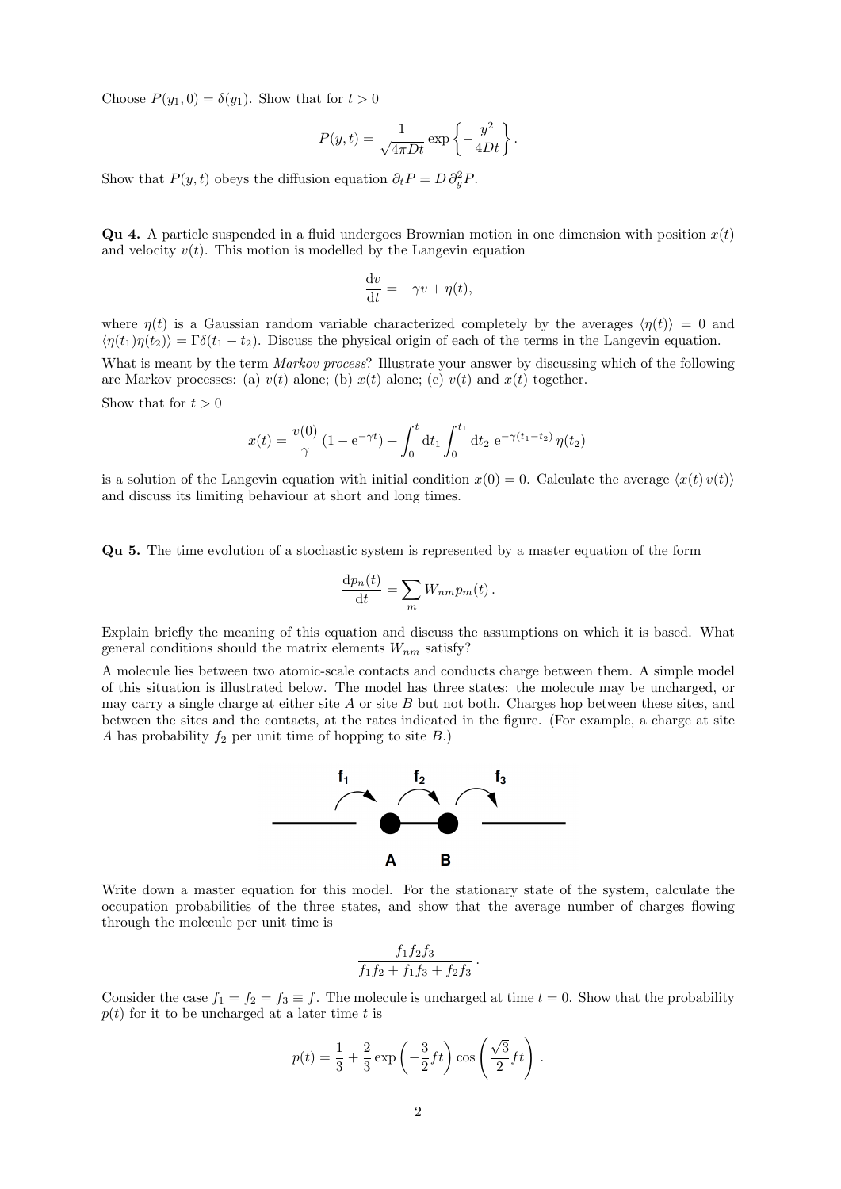Choose $P(y_1, 0) = \delta(y_1)$. Show that for $t > 0$

$$P(y,t) = \frac{1}{\sqrt{4\pi Dt}} \exp\left\{-\frac{y^2}{4Dt}\right\}.$$

Show that $P(y,t)$ obeys the diffusion equation $\partial_t P = D\,\partial_y^2 P$.

**Qu 4.** A particle suspended in a fluid undergoes Brownian motion in one dimension with position $x(t)$ and velocity $v(t)$. This motion is modelled by the Langevin equation

$$\frac{\mathrm{d}v}{\mathrm{d}t} = -\gamma v + \eta(t),$$

where $\eta(t)$ is a Gaussian random variable characterized completely by the averages $\langle \eta(t) \rangle = 0$ and $\langle \eta(t_1)\eta(t_2) \rangle = \Gamma \delta(t_1 - t_2)$. Discuss the physical origin of each of the terms in the Langevin equation.

What is meant by the term *Markov process*? Illustrate your answer by discussing which of the following are Markov processes: (a) $v(t)$ alone; (b) $x(t)$ alone; (c) $v(t)$ and $x(t)$ together.

Show that for $t > 0$

$$x(t) = \frac{v(0)}{\gamma}\left(1 - \mathrm{e}^{-\gamma t}\right) + \int_0^t \mathrm{d}t_1 \int_0^{t_1} \mathrm{d}t_2\, \mathrm{e}^{-\gamma(t_1 - t_2)}\, \eta(t_2)$$

is a solution of the Langevin equation with initial condition $x(0) = 0$. Calculate the average $\langle x(t)\, v(t) \rangle$ and discuss its limiting behaviour at short and long times.

**Qu 5.** The time evolution of a stochastic system is represented by a master equation of the form

$$\frac{\mathrm{d}p_n(t)}{\mathrm{d}t} = \sum_m W_{nm} p_m(t)\,.$$

Explain briefly the meaning of this equation and discuss the assumptions on which it is based. What general conditions should the matrix elements $W_{nm}$ satisfy?

A molecule lies between two atomic-scale contacts and conducts charge between them. A simple model of this situation is illustrated below. The model has three states: the molecule may be uncharged, or may carry a single charge at either site $A$ or site $B$ but not both. Charges hop between these sites, and between the sites and the contacts, at the rates indicated in the figure. (For example, a charge at site $A$ has probability $f_2$ per unit time of hopping to site $B$.)

f1 f2 f3

A B

Write down a master equation for this model. For the stationary state of the system, calculate the occupation probabilities of the three states, and show that the average number of charges flowing through the molecule per unit time is

$$\frac{f_1 f_2 f_3}{f_1 f_2 + f_1 f_3 + f_2 f_3}\,.$$

Consider the case $f_1 = f_2 = f_3 \equiv f$. The molecule is uncharged at time $t = 0$. Show that the probability $p(t)$ for it to be uncharged at a later time $t$ is

$$p(t) = \frac{1}{3} + \frac{2}{3}\exp\left(-\frac{3}{2}ft\right)\cos\left(\frac{\sqrt{3}}{2}ft\right)\,.$$